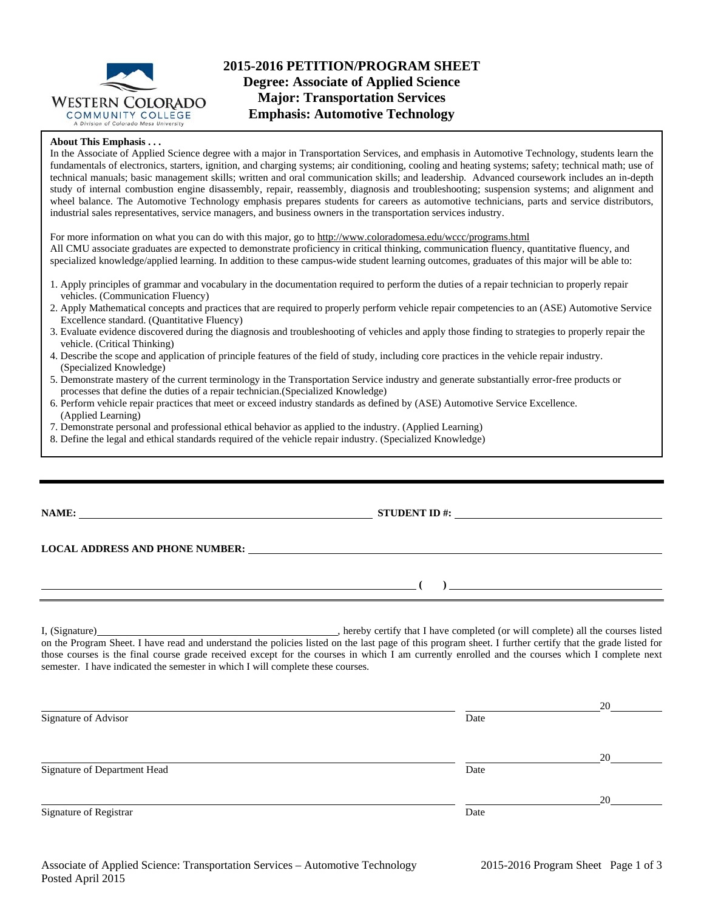# 2015-2016 PETITION/PROGRAM SHEET
## Degree: Associate of Applied Science
## Major: Transportation Services
## Emphasis: Automotive Technology

**About This Emphasis . . .**

In the Associate of Applied Science degree with a major in Transportation Services, and emphasis in Automotive Technology, students learn the fundamentals of electronics, starters, ignition, and charging systems; air conditioning, cooling and heating systems; safety; technical math; use of technical manuals; basic management skills; written and oral communication skills; and leadership. Advanced coursework includes an in-depth study of internal combustion engine disassembly, repair, reassembly, diagnosis and troubleshooting; suspension systems; and alignment and wheel balance. The Automotive Technology emphasis prepares students for careers as automotive technicians, parts and service distributors, industrial sales representatives, service managers, and business owners in the transportation services industry.

For more information on what you can do with this major, go to http://www.coloradomesa.edu/wccc/programs.html
All CMU associate graduates are expected to demonstrate proficiency in critical thinking, communication fluency, quantitative fluency, and specialized knowledge/applied learning. In addition to these campus-wide student learning outcomes, graduates of this major will be able to:

1. Apply principles of grammar and vocabulary in the documentation required to perform the duties of a repair technician to properly repair vehicles. (Communication Fluency)
2. Apply Mathematical concepts and practices that are required to properly perform vehicle repair competencies to an (ASE) Automotive Service Excellence standard. (Quantitative Fluency)
3. Evaluate evidence discovered during the diagnosis and troubleshooting of vehicles and apply those finding to strategies to properly repair the vehicle. (Critical Thinking)
4. Describe the scope and application of principle features of the field of study, including core practices in the vehicle repair industry. (Specialized Knowledge)
5. Demonstrate mastery of the current terminology in the Transportation Service industry and generate substantially error-free products or processes that define the duties of a repair technician.(Specialized Knowledge)
6. Perform vehicle repair practices that meet or exceed industry standards as defined by (ASE) Automotive Service Excellence. (Applied Learning)
7. Demonstrate personal and professional ethical behavior as applied to the industry. (Applied Learning)
8. Define the legal and ethical standards required of the vehicle repair industry. (Specialized Knowledge)

---

**NAME:** ____________________ **STUDENT ID #:** ____________________

**LOCAL ADDRESS AND PHONE NUMBER:** ____________________

____________________ **(    )** ____________________

I, (Signature)____________________, hereby certify that I have completed (or will complete) all the courses listed on the Program Sheet. I have read and understand the policies listed on the last page of this program sheet. I further certify that the grade listed for those courses is the final course grade received except for the courses in which I am currently enrolled and the courses which I complete next semester. I have indicated the semester in which I will complete these courses.

____________________ ____________________20______
Signature of Advisor Date

____________________ ____________________20______
Signature of Department Head Date

____________________ ____________________20______
Signature of Registrar Date

Posted April 2015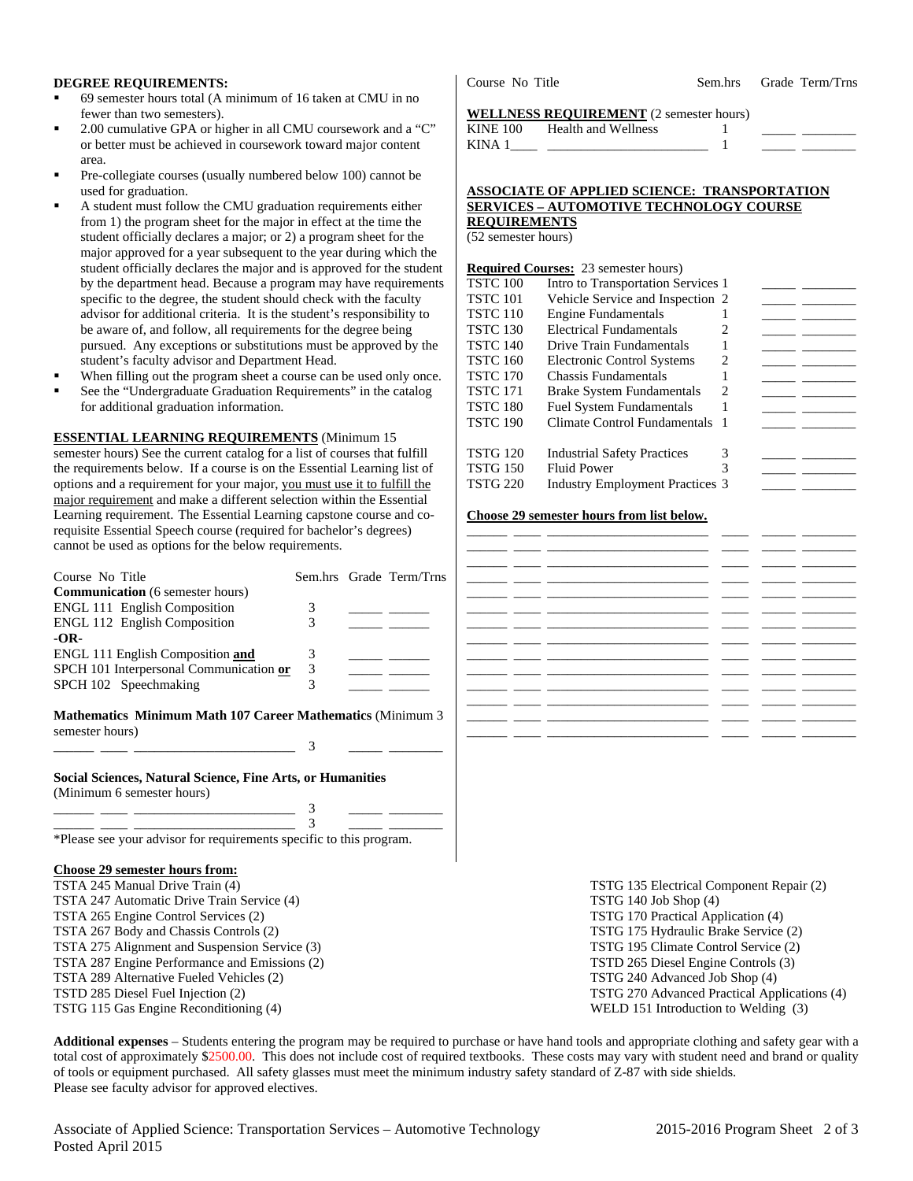**DEGREE REQUIREMENTS:**

- 69 semester hours total (A minimum of 16 taken at CMU in no fewer than two semesters).
- 2.00 cumulative GPA or higher in all CMU coursework and a "C" or better must be achieved in coursework toward major content area.
- Pre-collegiate courses (usually numbered below 100) cannot be used for graduation.
- A student must follow the CMU graduation requirements either from 1) the program sheet for the major in effect at the time the student officially declares a major; or 2) a program sheet for the major approved for a year subsequent to the year during which the student officially declares the major and is approved for the student by the department head. Because a program may have requirements specific to the degree, the student should check with the faculty advisor for additional criteria. It is the student's responsibility to be aware of, and follow, all requirements for the degree being pursued. Any exceptions or substitutions must be approved by the student's faculty advisor and Department Head.
- When filling out the program sheet a course can be used only once.
- See the "Undergraduate Graduation Requirements" in the catalog for additional graduation information.

**ESSENTIAL LEARNING REQUIREMENTS** (Minimum 15 semester hours) See the current catalog for a list of courses that fulfill the requirements below. If a course is on the Essential Learning list of options and a requirement for your major, you must use it to fulfill the major requirement and make a different selection within the Essential Learning requirement. The Essential Learning capstone course and co-requisite Essential Speech course (required for bachelor's degrees) cannot be used as options for the below requirements.

| Course No Title | Sem.hrs | Grade | Term/Trns |
|---|---|---|---|
| **Communication** (6 semester hours) | | | |
| ENGL 111 English Composition | 3 | _____ | _____ |
| ENGL 112 English Composition | 3 | _____ | _____ |
| **-OR-** | | | |
| ENGL 111 English Composition **and** | 3 | _____ | _____ |
| SPCH 101 Interpersonal Communication **or** | 3 | _____ | _____ |
| SPCH 102 Speechmaking | 3 | _____ | _____ |

**Mathematics Minimum Math 107 Career Mathematics** (Minimum 3 semester hours)

| Course No Title | Sem.hrs | Grade | Term/Trns |
|---|---|---|---|
| ______ ____ ______________________ | 3 | _____ | ________ |

**Social Sciences, Natural Science, Fine Arts, or Humanities** (Minimum 6 semester hours)

| Course No Title | Sem.hrs | Grade | Term/Trns |
|---|---|---|---|
| ______ ____ ______________________ | 3 | _____ | ________ |
| ______ ____ ______________________ | 3 | _____ | ________ |

*Please see your advisor for requirements specific to this program.

**WELLNESS REQUIREMENT** (2 semester hours)

| Course No Title | Sem.hrs | Grade | Term/Trns |
|---|---|---|---|
| KINE 100 Health and Wellness | 1 | _____ | ________ |
| KINA 1____ ______________________ | 1 | _____ | ________ |

**ASSOCIATE OF APPLIED SCIENCE: TRANSPORTATION SERVICES – AUTOMOTIVE TECHNOLOGY COURSE REQUIREMENTS**
(52 semester hours)

**Required Courses:** 23 semester hours)

| Course No Title | Sem.hrs | Grade | Term/Trns |
|---|---|---|---|
| TSTC 100 Intro to Transportation Services | 1 | _____ | ________ |
| TSTC 101 Vehicle Service and Inspection | 2 | _____ | ________ |
| TSTC 110 Engine Fundamentals | 1 | _____ | ________ |
| TSTC 130 Electrical Fundamentals | 2 | _____ | ________ |
| TSTC 140 Drive Train Fundamentals | 1 | _____ | ________ |
| TSTC 160 Electronic Control Systems | 2 | _____ | ________ |
| TSTC 170 Chassis Fundamentals | 1 | _____ | ________ |
| TSTC 171 Brake System Fundamentals | 2 | _____ | ________ |
| TSTC 180 Fuel System Fundamentals | 1 | _____ | ________ |
| TSTC 190 Climate Control Fundamentals | 1 | _____ | ________ |
| TSTG 120 Industrial Safety Practices | 3 | _____ | ________ |
| TSTG 150 Fluid Power | 3 | _____ | ________ |
| TSTG 220 Industry Employment Practices | 3 | _____ | ________ |

**Choose 29 semester hours from list below.**

| Course No Title | Sem.hrs | Grade | Term/Trns |
|---|---|---|---|
| ______ ____ ______________________ | ____ | _____ | ________ |
| ______ ____ ______________________ | ____ | _____ | ________ |
| ______ ____ ______________________ | ____ | _____ | ________ |
| ______ ____ ______________________ | ____ | _____ | ________ |
| ______ ____ ______________________ | ____ | _____ | ________ |
| ______ ____ ______________________ | ____ | _____ | ________ |
| ______ ____ ______________________ | ____ | _____ | ________ |
| ______ ____ ______________________ | ____ | _____ | ________ |
| ______ ____ ______________________ | ____ | _____ | ________ |
| ______ ____ ______________________ | ____ | _____ | ________ |
| ______ ____ ______________________ | ____ | _____ | ________ |
| ______ ____ ______________________ | ____ | _____ | ________ |
| ______ ____ ______________________ | ____ | _____ | ________ |

**Choose 29 semester hours from:**

- TSTA 245 Manual Drive Train (4)
- TSTA 247 Automatic Drive Train Service (4)
- TSTA 265 Engine Control Services (2)
- TSTA 267 Body and Chassis Controls (2)
- TSTA 275 Alignment and Suspension Service (3)
- TSTA 287 Engine Performance and Emissions (2)
- TSTA 289 Alternative Fueled Vehicles (2)
- TSTD 285 Diesel Fuel Injection (2)
- TSTG 115 Gas Engine Reconditioning (4)
- TSTG 135 Electrical Component Repair (2)
- TSTG 140 Job Shop (4)
- TSTG 170 Practical Application (4)
- TSTG 175 Hydraulic Brake Service (2)
- TSTG 195 Climate Control Service (2)
- TSTD 265 Diesel Engine Controls (3)
- TSTG 240 Advanced Job Shop (4)
- TSTG 270 Advanced Practical Applications (4)
- WELD 151 Introduction to Welding (3)

**Additional expenses** – Students entering the program may be required to purchase or have hand tools and appropriate clothing and safety gear with a total cost of approximately $2500.00. This does not include cost of required textbooks. These costs may vary with student need and brand or quality of tools or equipment purchased. All safety glasses must meet the minimum industry safety standard of Z-87 with side shields.
Please see faculty advisor for approved electives.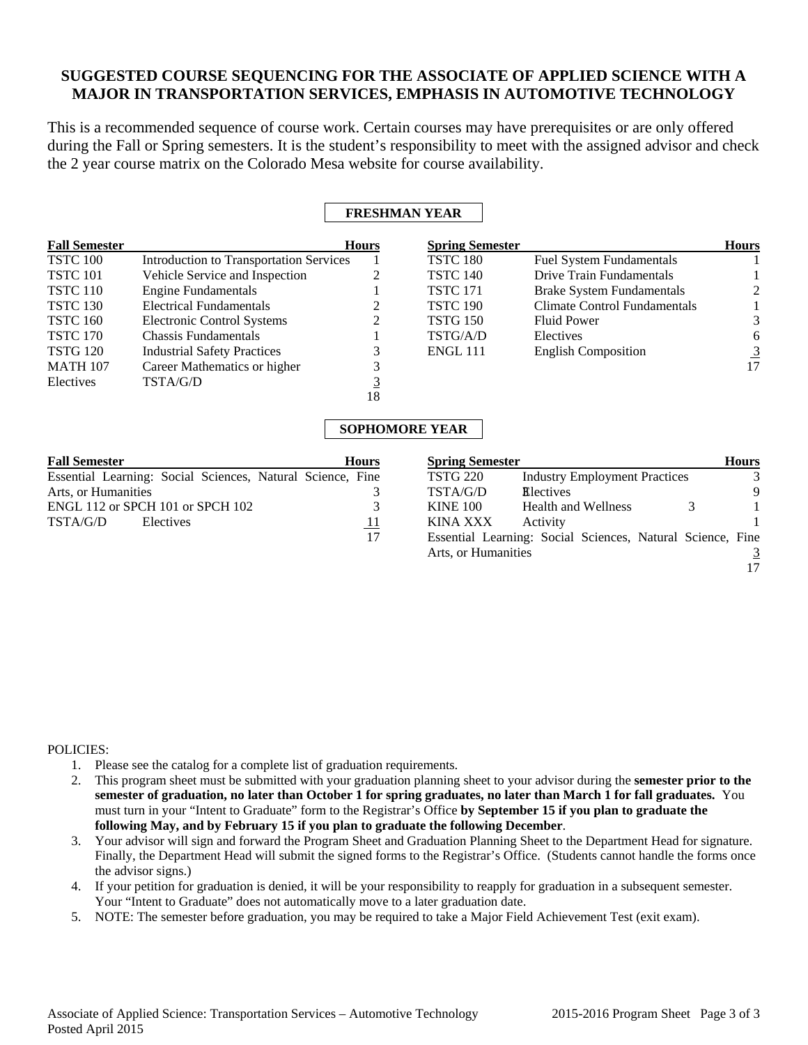## SUGGESTED COURSE SEQUENCING FOR THE ASSOCIATE OF APPLIED SCIENCE WITH A MAJOR IN TRANSPORTATION SERVICES, EMPHASIS IN AUTOMOTIVE TECHNOLOGY

This is a recommended sequence of course work. Certain courses may have prerequisites or are only offered during the Fall or Spring semesters. It is the student's responsibility to meet with the assigned advisor and check the 2 year course matrix on the Colorado Mesa website for course availability.

### FRESHMAN YEAR

| Fall Semester | | Hours |
|---|---|---|
| TSTC 100 | Introduction to Transportation Services | 1 |
| TSTC 101 | Vehicle Service and Inspection | 2 |
| TSTC 110 | Engine Fundamentals | 1 |
| TSTC 130 | Electrical Fundamentals | 2 |
| TSTC 160 | Electronic Control Systems | 2 |
| TSTC 170 | Chassis Fundamentals | 1 |
| TSTG 120 | Industrial Safety Practices | 3 |
| MATH 107 | Career Mathematics or higher | 3 |
| Electives | TSTA/G/D | 3 |
| | | 18 |

| Spring Semester | | Hours |
|---|---|---|
| TSTC 180 | Fuel System Fundamentals | 1 |
| TSTC 140 | Drive Train Fundamentals | 1 |
| TSTC 171 | Brake System Fundamentals | 2 |
| TSTC 190 | Climate Control Fundamentals | 1 |
| TSTG 150 | Fluid Power | 3 |
| TSTG/A/D | Electives | 6 |
| ENGL 111 | English Composition | 3 |
| | | 17 |

### SOPHOMORE YEAR

| Fall Semester | | Hours |
|---|---|---|
| Essential Learning: Social Sciences, Natural Science, Fine Arts, or Humanities | | 3 |
| ENGL 112 or SPCH 101 or SPCH 102 | | 3 |
| TSTA/G/D | Electives | 11 |
| | | 17 |

| Spring Semester | | Hours |
|---|---|---|
| TSTG 220 | Industry Employment Practices | 3 |
| TSTA/G/D | Electives | 9 |
| KINE 100 | Health and Wellness 3 | 1 |
| KINA XXX | Activity | 1 |
| Essential Learning: Social Sciences, Natural Science, Fine Arts, or Humanities | | 3 |
| | | 17 |

POLICIES:

1. Please see the catalog for a complete list of graduation requirements.
2. This program sheet must be submitted with your graduation planning sheet to your advisor during the **semester prior to the semester of graduation, no later than October 1 for spring graduates, no later than March 1 for fall graduates.** You must turn in your "Intent to Graduate" form to the Registrar's Office **by September 15 if you plan to graduate the following May, and by February 15 if you plan to graduate the following December**.
3. Your advisor will sign and forward the Program Sheet and Graduation Planning Sheet to the Department Head for signature. Finally, the Department Head will submit the signed forms to the Registrar's Office. (Students cannot handle the forms once the advisor signs.)
4. If your petition for graduation is denied, it will be your responsibility to reapply for graduation in a subsequent semester. Your "Intent to Graduate" does not automatically move to a later graduation date.
5. NOTE: The semester before graduation, you may be required to take a Major Field Achievement Test (exit exam).

Associate of Applied Science: Transportation Services – Automotive Technology
Posted April 2015